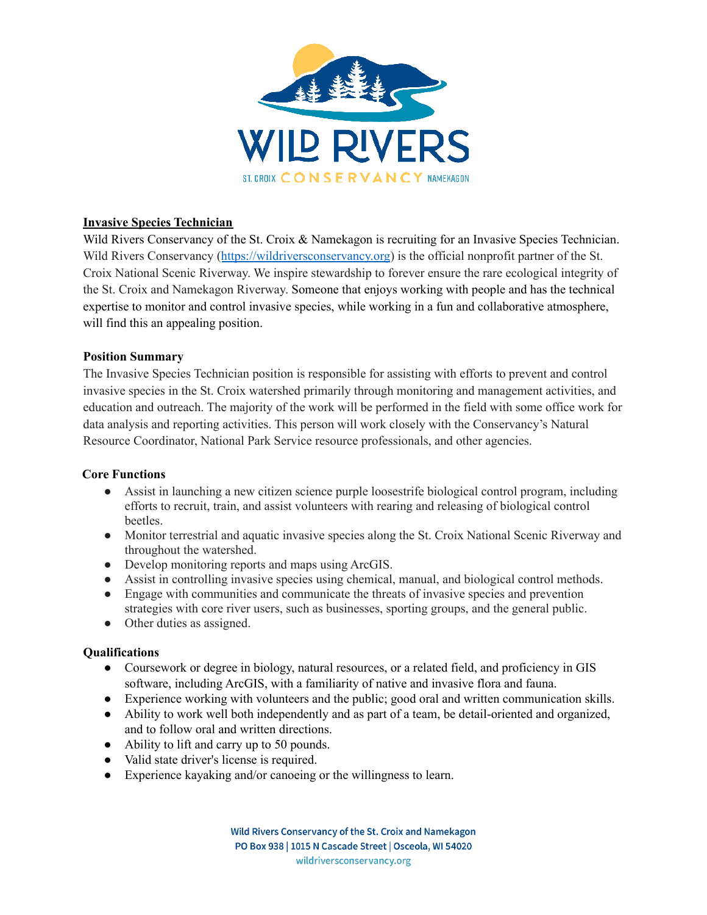## Invasive Species Technician

Wild Rivers Conservancy of the St. Croix & Namekagon is recruiting for an Invasive Species Technician. Wild Rivers Conservancy (https://wildriversconservancy.org) is the official nonprofit partner of the St. Croix National Scenic Riverway. We inspire stewardship to forever ensure the rare ecological integrity of the St. Croix and Namekagon Riverway. Someone that enjoys working with people and has the technical expertise to monitor and control invasive species, while working in a fun and collaborative atmosphere, will find this an appealing position.

### Position Summary

The Invasive Species Technician position is responsible for assisting with efforts to prevent and control invasive species in the St. Croix watershed primarily through monitoring and management activities, and education and outreach. The majority of the work will be performed in the field with some office work for data analysis and reporting activities. This person will work closely with the Conservancy's Natural Resource Coordinator, National Park Service resource professionals, and other agencies.

### Core Functions

- Assist in launching a new citizen science purple loosestrife biological control program, including efforts to recruit, train, and assist volunteers with rearing and releasing of biological control beetles.
- Monitor terrestrial and aquatic invasive species along the St. Croix National Scenic Riverway and throughout the watershed.
- Develop monitoring reports and maps using ArcGIS.
- Assist in controlling invasive species using chemical, manual, and biological control methods.
- Engage with communities and communicate the threats of invasive species and prevention strategies with core river users, such as businesses, sporting groups, and the general public.
- Other duties as assigned.

### Qualifications

- Coursework or degree in biology, natural resources, or a related field, and proficiency in GIS software, including ArcGIS, with a familiarity of native and invasive flora and fauna.
- Experience working with volunteers and the public; good oral and written communication skills.
- Ability to work well both independently and as part of a team, be detail-oriented and organized, and to follow oral and written directions.
- Ability to lift and carry up to 50 pounds.
- Valid state driver's license is required.
- Experience kayaking and/or canoeing or the willingness to learn.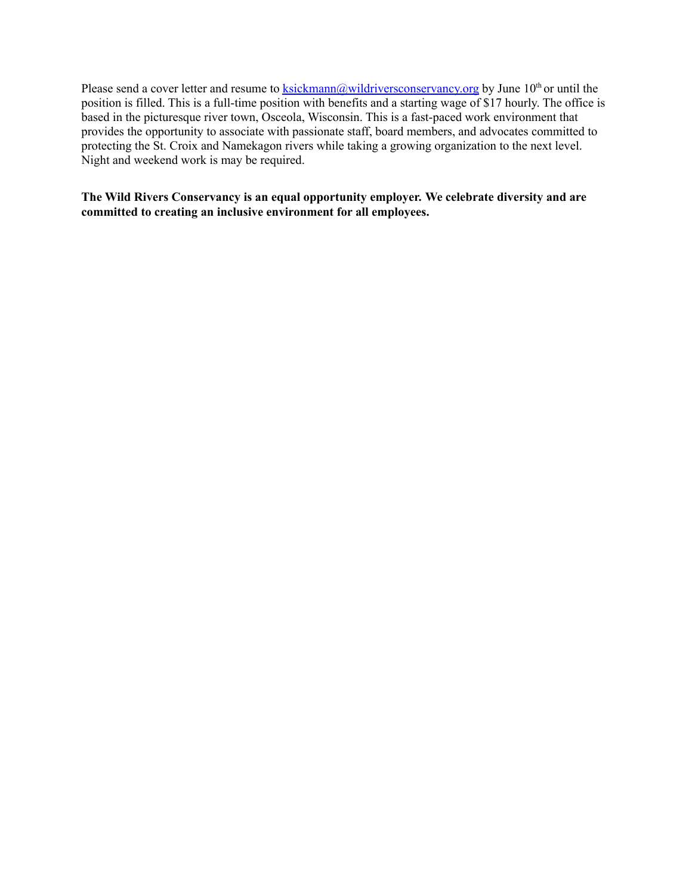Please send a cover letter and resume to ksickmann@wildriversconservancy.org by June 10th or until the position is filled. This is a full-time position with benefits and a starting wage of $17 hourly. The office is based in the picturesque river town, Osceola, Wisconsin. This is a fast-paced work environment that provides the opportunity to associate with passionate staff, board members, and advocates committed to protecting the St. Croix and Namekagon rivers while taking a growing organization to the next level. Night and weekend work is may be required.

**The Wild Rivers Conservancy is an equal opportunity employer. We celebrate diversity and are committed to creating an inclusive environment for all employees.**